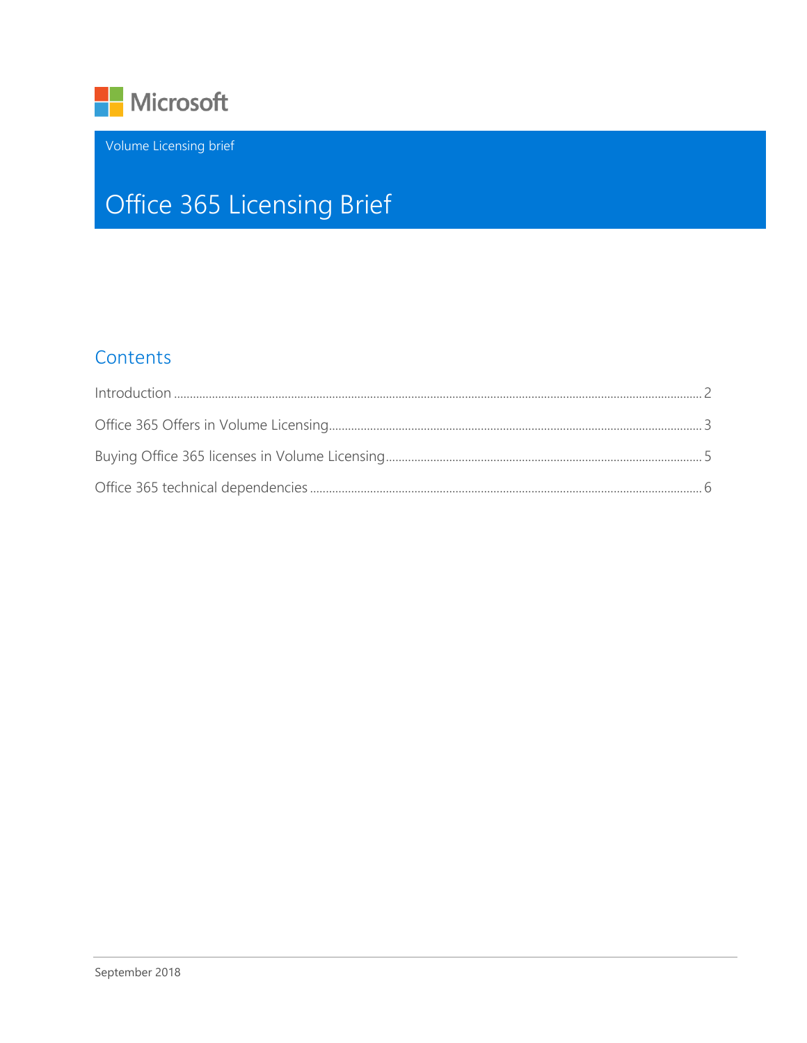Microsoft

Volume Licensing brief

# Office 365 Licensing Brief

## Contents

Introduction ..................................................................................................................................... 2

Office 365 Offers in Volume Licensing ........................................................................................ 3

Buying Office 365 licenses in Volume Licensing ....................................................................... 5

Office 365 technical dependencies ............................................................................................. 6

September 2018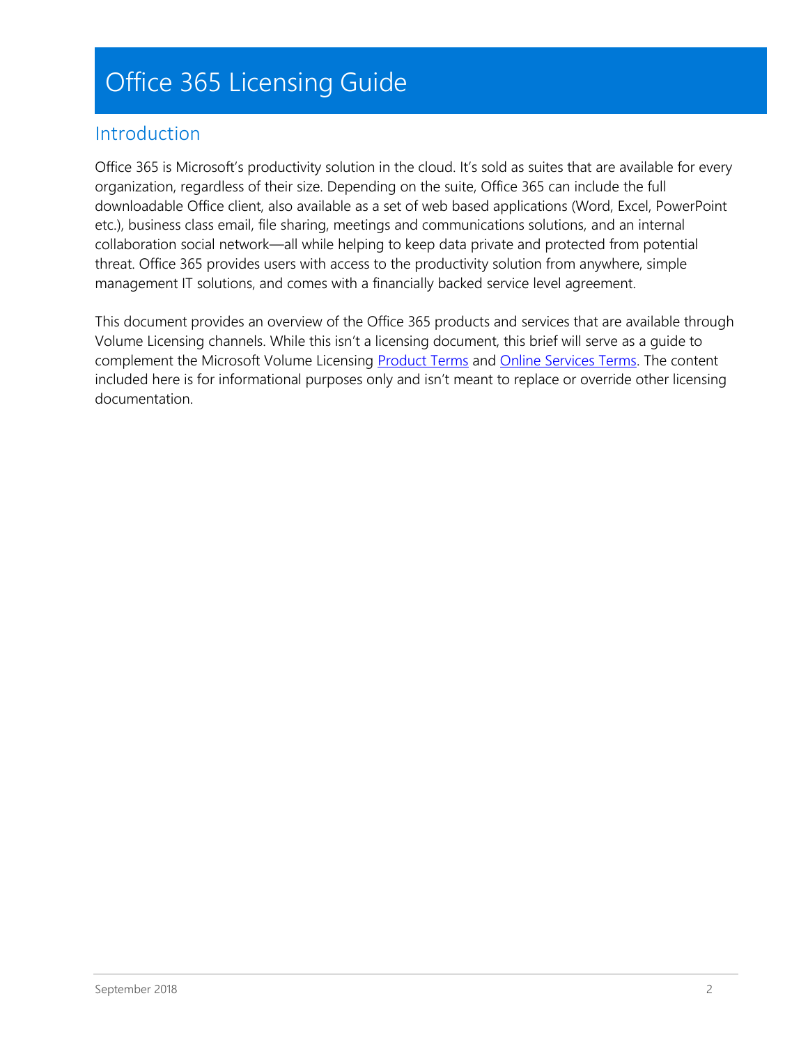# Office 365 Licensing Guide

## Introduction

Office 365 is Microsoft's productivity solution in the cloud. It's sold as suites that are available for every organization, regardless of their size. Depending on the suite, Office 365 can include the full downloadable Office client, also available as a set of web based applications (Word, Excel, PowerPoint etc.), business class email, file sharing, meetings and communications solutions, and an internal collaboration social network—all while helping to keep data private and protected from potential threat. Office 365 provides users with access to the productivity solution from anywhere, simple management IT solutions, and comes with a financially backed service level agreement.

This document provides an overview of the Office 365 products and services that are available through Volume Licensing channels. While this isn't a licensing document, this brief will serve as a guide to complement the Microsoft Volume Licensing Product Terms and Online Services Terms. The content included here is for informational purposes only and isn't meant to replace or override other licensing documentation.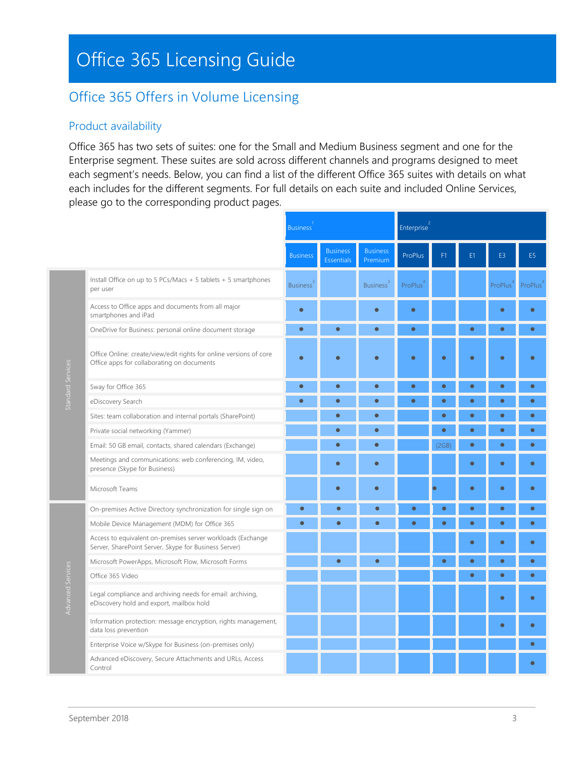# Office 365 Licensing Guide

## Office 365 Offers in Volume Licensing

### Product availability

Office 365 has two sets of suites: one for the Small and Medium Business segment and one for the Enterprise segment. These suites are sold across different channels and programs designed to meet each segment's needs. Below, you can find a list of the different Office 365 suites with details on what each includes for the different segments. For full details on each suite and included Online Services, please go to the corresponding product pages.

| | | Business[1] | | | Enterprise[2] | | | | |
|---|---|---|---|---|---|---|---|---|---|
| | | Business | Business Essentials | Business Premium | ProPlus | F1 | E1 | E3 | E5 |
| Standard Services | Install Office on up to 5 PCs/Macs + 5 tablets + 5 smartphones per user | Business[3] | | Business[3] | ProPlus[4] | | | ProPlus[4] | ProPlus[4] |
| | Access to Office apps and documents from all major smartphones and iPad | ● | | ● | ● | | | ● | ● |
| | OneDrive for Business: personal online document storage | ● | ● | ● | ● | | ● | ● | ● |
| | Office Online: create/view/edit rights for online versions of core Office apps for collaborating on documents | ● | ● | ● | ● | ● | ● | ● | ● |
| | Sway for Office 365 | ● | ● | ● | ● | ● | ● | ● | ● |
| | eDiscovery Search | ● | ● | ● | ● | ● | ● | ● | ● |
| | Sites: team collaboration and internal portals (SharePoint) | | ● | ● | | ● | ● | ● | ● |
| | Private social networking (Yammer) | | ● | ● | | ● | ● | ● | ● |
| | Email: 50 GB email, contacts, shared calendars (Exchange) | | ● | ● | | (2GB) | ● | ● | ● |
| | Meetings and communications: web conferencing, IM, video, presence (Skype for Business) | | ● | ● | | | ● | ● | ● |
| | Microsoft Teams | | ● | ● | | ● | ● | ● | ● |
| Advanced Services | On-premises Active Directory synchronization for single sign on | ● | ● | ● | ● | ● | ● | ● | ● |
| | Mobile Device Management (MDM) for Office 365 | ● | ● | ● | ● | ● | ● | ● | ● |
| | Access to equivalent on-premises server workloads (Exchange Server, SharePoint Server, Skype for Business Server) | | | | | | ● | ● | ● |
| | Microsoft PowerApps, Microsoft Flow, Microsoft Forms | | ● | ● | | ● | ● | ● | ● |
| | Office 365 Video | | | | | | ● | ● | ● |
| | Legal compliance and archiving needs for email: archiving, eDiscovery hold and export, mailbox hold | | | | | | | ● | ● |
| | Information protection: message encryption, rights management, data loss prevention | | | | | | | ● | ● |
| | Enterprise Voice w/Skype for Business (on-premises only) | | | | | | | | ● |
| | Advanced eDiscovery, Secure Attachments and URLs, Access Control | | | | | | | | ● |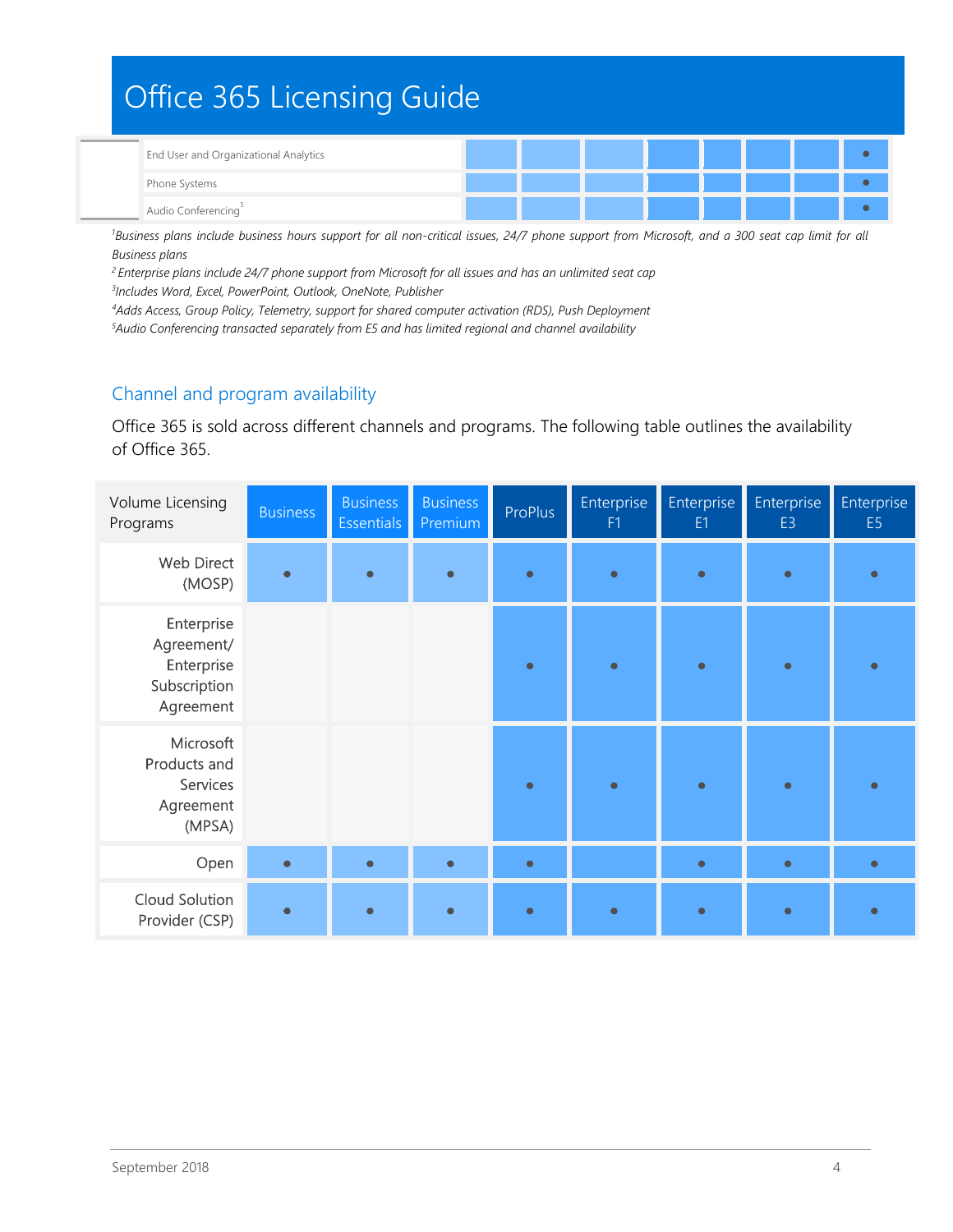# Office 365 Licensing Guide

| | | | | | | | | | |
|---|---|---|---|---|---|---|---|---|---|
| | End User and Organizational Analytics | | | | | | | | • |
| | Phone Systems | | | | | | | | • |
| | Audio Conferencing[5] | | | | | | | | • |

*[1]Business plans include business hours support for all non-critical issues, 24/7 phone support from Microsoft, and a 300 seat cap limit for all Business plans*

*[2] Enterprise plans include 24/7 phone support from Microsoft for all issues and has an unlimited seat cap*

*[3]Includes Word, Excel, PowerPoint, Outlook, OneNote, Publisher*

*[4]Adds Access, Group Policy, Telemetry, support for shared computer activation (RDS), Push Deployment*

*[5]Audio Conferencing transacted separately from E5 and has limited regional and channel availability*

## Channel and program availability

Office 365 is sold across different channels and programs. The following table outlines the availability of Office 365.

| Volume Licensing Programs | Business | Business Essentials | Business Premium | ProPlus | Enterprise F1 | Enterprise E1 | Enterprise E3 | Enterprise E5 |
|---|---|---|---|---|---|---|---|---|
| Web Direct (MOSP) | • | • | • | • | • | • | • | • |
| Enterprise Agreement/ Enterprise Subscription Agreement | | | | • | • | • | • | • |
| Microsoft Products and Services Agreement (MPSA) | | | | • | • | • | • | • |
| Open | • | • | • | • | | • | • | • |
| Cloud Solution Provider (CSP) | • | • | • | • | • | • | • | • |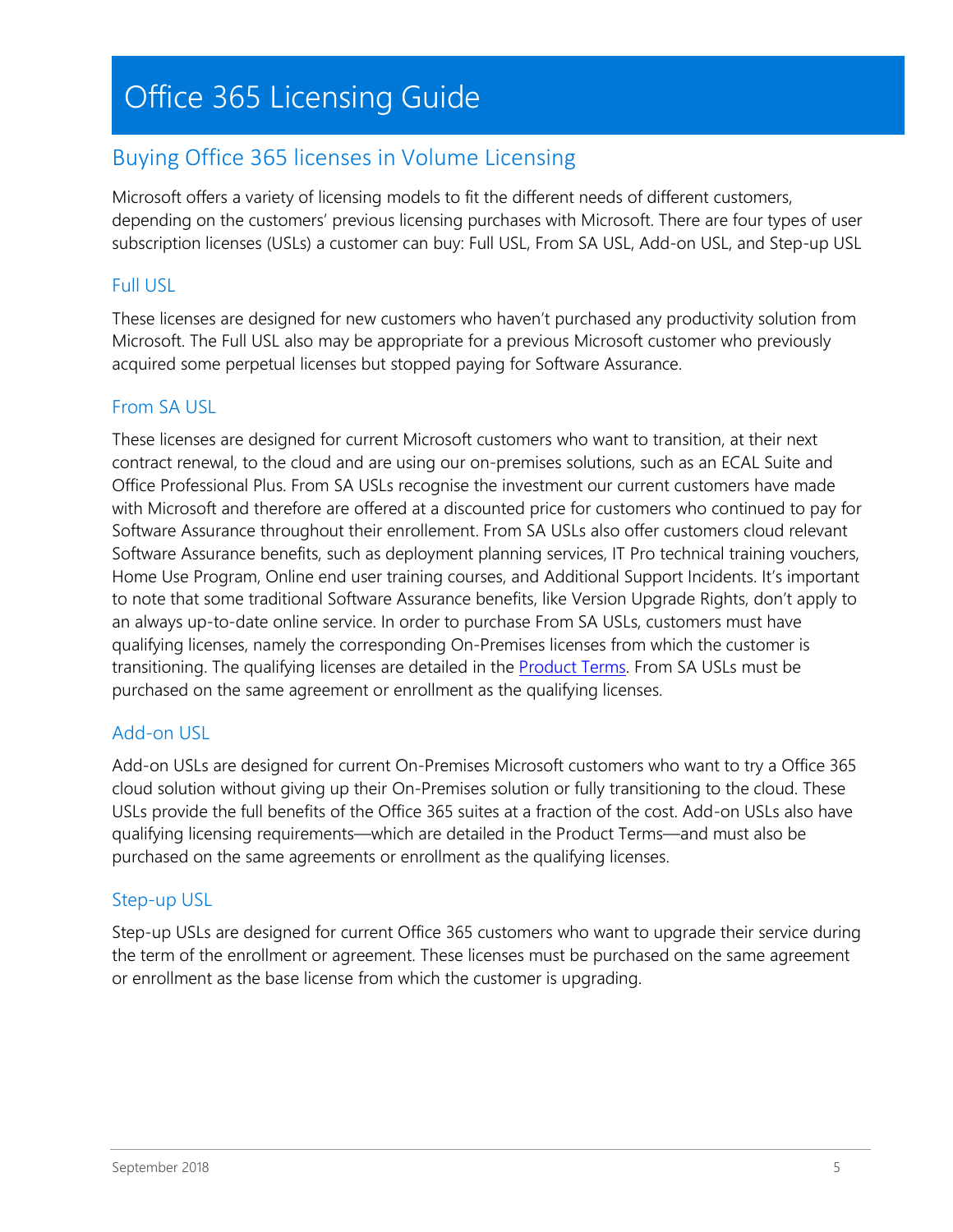# Office 365 Licensing Guide

## Buying Office 365 licenses in Volume Licensing

Microsoft offers a variety of licensing models to fit the different needs of different customers, depending on the customers' previous licensing purchases with Microsoft. There are four types of user subscription licenses (USLs) a customer can buy: Full USL, From SA USL, Add-on USL, and Step-up USL

### Full USL

These licenses are designed for new customers who haven't purchased any productivity solution from Microsoft. The Full USL also may be appropriate for a previous Microsoft customer who previously acquired some perpetual licenses but stopped paying for Software Assurance.

### From SA USL

These licenses are designed for current Microsoft customers who want to transition, at their next contract renewal, to the cloud and are using our on-premises solutions, such as an ECAL Suite and Office Professional Plus. From SA USLs recognise the investment our current customers have made with Microsoft and therefore are offered at a discounted price for customers who continued to pay for Software Assurance throughout their enrollement. From SA USLs also offer customers cloud relevant Software Assurance benefits, such as deployment planning services, IT Pro technical training vouchers, Home Use Program, Online end user training courses, and Additional Support Incidents. It's important to note that some traditional Software Assurance benefits, like Version Upgrade Rights, don't apply to an always up-to-date online service. In order to purchase From SA USLs, customers must have qualifying licenses, namely the corresponding On-Premises licenses from which the customer is transitioning. The qualifying licenses are detailed in the [Product Terms](). From SA USLs must be purchased on the same agreement or enrollment as the qualifying licenses.

### Add-on USL

Add-on USLs are designed for current On-Premises Microsoft customers who want to try a Office 365 cloud solution without giving up their On-Premises solution or fully transitioning to the cloud. These USLs provide the full benefits of the Office 365 suites at a fraction of the cost. Add-on USLs also have qualifying licensing requirements—which are detailed in the Product Terms—and must also be purchased on the same agreements or enrollment as the qualifying licenses.

### Step-up USL

Step-up USLs are designed for current Office 365 customers who want to upgrade their service during the term of the enrollment or agreement. These licenses must be purchased on the same agreement or enrollment as the base license from which the customer is upgrading.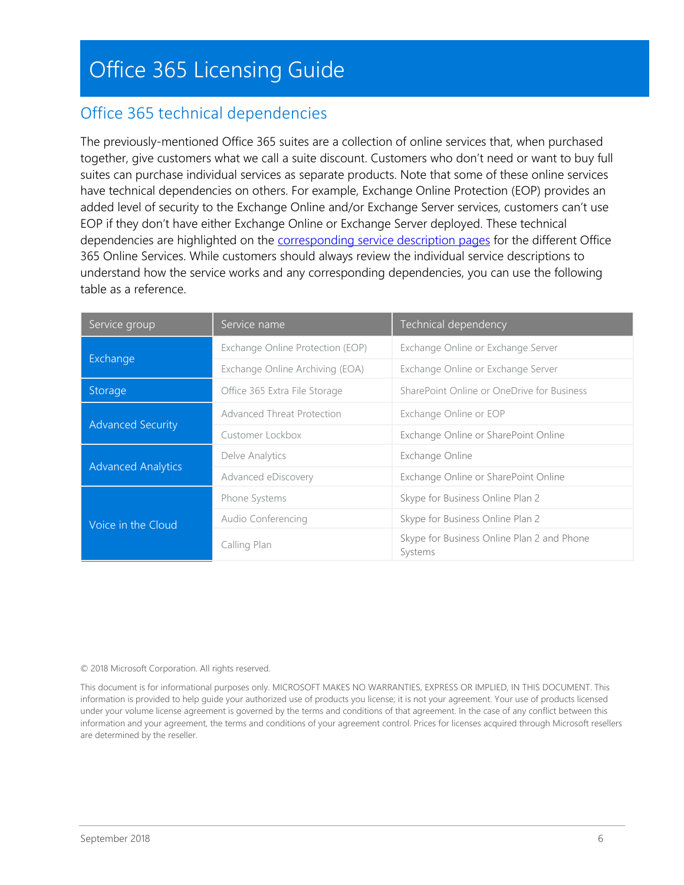# Office 365 Licensing Guide

## Office 365 technical dependencies

The previously-mentioned Office 365 suites are a collection of online services that, when purchased together, give customers what we call a suite discount. Customers who don't need or want to buy full suites can purchase individual services as separate products. Note that some of these online services have technical dependencies on others. For example, Exchange Online Protection (EOP) provides an added level of security to the Exchange Online and/or Exchange Server services, customers can't use EOP if they don't have either Exchange Online or Exchange Server deployed. These technical dependencies are highlighted on the [corresponding service description pages](corresponding service description pages) for the different Office 365 Online Services. While customers should always review the individual service descriptions to understand how the service works and any corresponding dependencies, you can use the following table as a reference.

| Service group | Service name | Technical dependency |
|---|---|---|
| Exchange | Exchange Online Protection (EOP) | Exchange Online or Exchange Server |
| | Exchange Online Archiving (EOA) | Exchange Online or Exchange Server |
| Storage | Office 365 Extra File Storage | SharePoint Online or OneDrive for Business |
| Advanced Security | Advanced Threat Protection | Exchange Online or EOP |
| | Customer Lockbox | Exchange Online or SharePoint Online |
| Advanced Analytics | Delve Analytics | Exchange Online |
| | Advanced eDiscovery | Exchange Online or SharePoint Online |
| Voice in the Cloud | Phone Systems | Skype for Business Online Plan 2 |
| | Audio Conferencing | Skype for Business Online Plan 2 |
| | Calling Plan | Skype for Business Online Plan 2 and Phone Systems |

© 2018 Microsoft Corporation. All rights reserved.

This document is for informational purposes only. MICROSOFT MAKES NO WARRANTIES, EXPRESS OR IMPLIED, IN THIS DOCUMENT. This information is provided to help guide your authorized use of products you license; it is not your agreement. Your use of products licensed under your volume license agreement is governed by the terms and conditions of that agreement. In the case of any conflict between this information and your agreement, the terms and conditions of your agreement control. Prices for licenses acquired through Microsoft resellers are determined by the reseller.